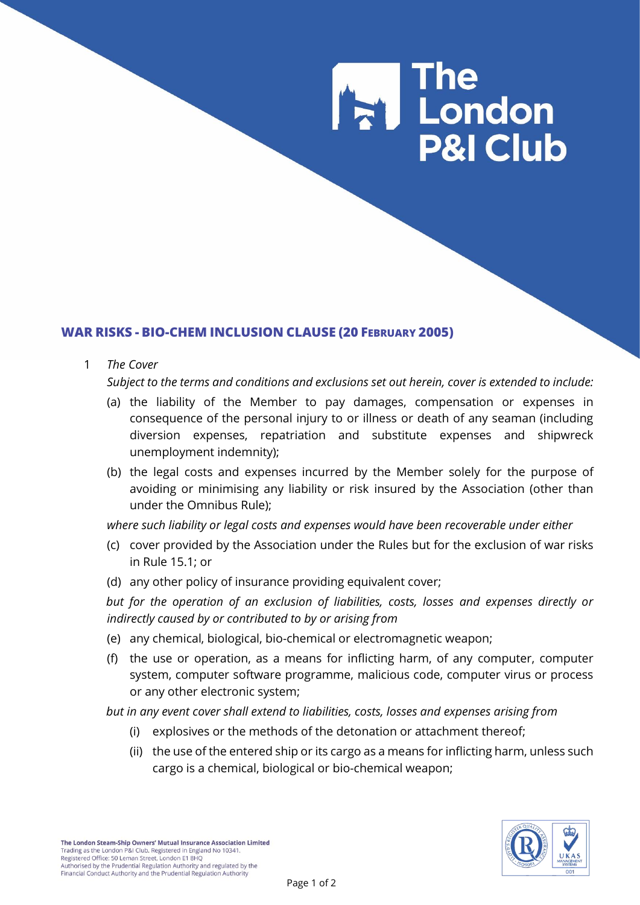## WAR RISKS - BIO-CHEM INCLUSION CLAUSE (20 FEBRUARY 2005)

1 *The Cover*

*Subject to the terms and conditions and exclusions set out herein, cover is extended to include:*

(a) the liability of the Member to pay damages, compensation or expenses in consequence of the personal injury to or illness or death of any seaman (including diversion expenses, repatriation and substitute expenses and shipwreck unemployment indemnity);

(b) the legal costs and expenses incurred by the Member solely for the purpose of avoiding or minimising any liability or risk insured by the Association (other than under the Omnibus Rule);

*where such liability or legal costs and expenses would have been recoverable under either*

(c) cover provided by the Association under the Rules but for the exclusion of war risks in Rule 15.1; or

(d) any other policy of insurance providing equivalent cover;

*but for the operation of an exclusion of liabilities, costs, losses and expenses directly or indirectly caused by or contributed to by or arising from*

(e) any chemical, biological, bio-chemical or electromagnetic weapon;

(f) the use or operation, as a means for inflicting harm, of any computer, computer system, computer software programme, malicious code, computer virus or process or any other electronic system;

*but in any event cover shall extend to liabilities, costs, losses and expenses arising from*

(i) explosives or the methods of the detonation or attachment thereof;

(ii) the use of the entered ship or its cargo as a means for inflicting harm, unless such cargo is a chemical, biological or bio-chemical weapon;

The London Steam-Ship Owners' Mutual Insurance Association Limited
Trading as the London P&I Club. Registered in England No 10341.
Registered Office: 50 Leman Street, London E1 8HQ
Authorised by the Prudential Regulation Authority and regulated by the Financial Conduct Authority and the Prudential Regulation Authority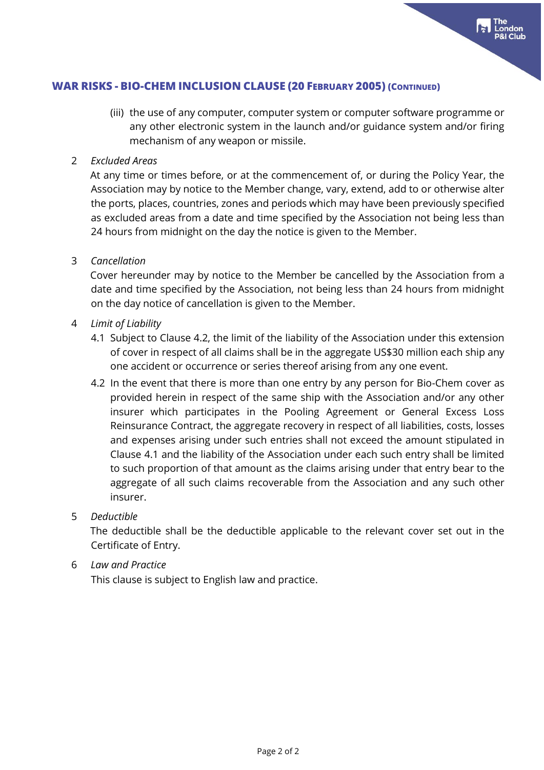## WAR RISKS - BIO-CHEM INCLUSION CLAUSE (20 FEBRUARY 2005) (CONTINUED)

(iii) the use of any computer, computer system or computer software programme or any other electronic system in the launch and/or guidance system and/or firing mechanism of any weapon or missile.

2 *Excluded Areas*

At any time or times before, or at the commencement of, or during the Policy Year, the Association may by notice to the Member change, vary, extend, add to or otherwise alter the ports, places, countries, zones and periods which may have been previously specified as excluded areas from a date and time specified by the Association not being less than 24 hours from midnight on the day the notice is given to the Member.

3 *Cancellation*

Cover hereunder may by notice to the Member be cancelled by the Association from a date and time specified by the Association, not being less than 24 hours from midnight on the day notice of cancellation is given to the Member.

4 *Limit of Liability*

4.1 Subject to Clause 4.2, the limit of the liability of the Association under this extension of cover in respect of all claims shall be in the aggregate US$30 million each ship any one accident or occurrence or series thereof arising from any one event.

4.2 In the event that there is more than one entry by any person for Bio-Chem cover as provided herein in respect of the same ship with the Association and/or any other insurer which participates in the Pooling Agreement or General Excess Loss Reinsurance Contract, the aggregate recovery in respect of all liabilities, costs, losses and expenses arising under such entries shall not exceed the amount stipulated in Clause 4.1 and the liability of the Association under each such entry shall be limited to such proportion of that amount as the claims arising under that entry bear to the aggregate of all such claims recoverable from the Association and any such other insurer.

5 *Deductible*

The deductible shall be the deductible applicable to the relevant cover set out in the Certificate of Entry.

6 *Law and Practice*

This clause is subject to English law and practice.